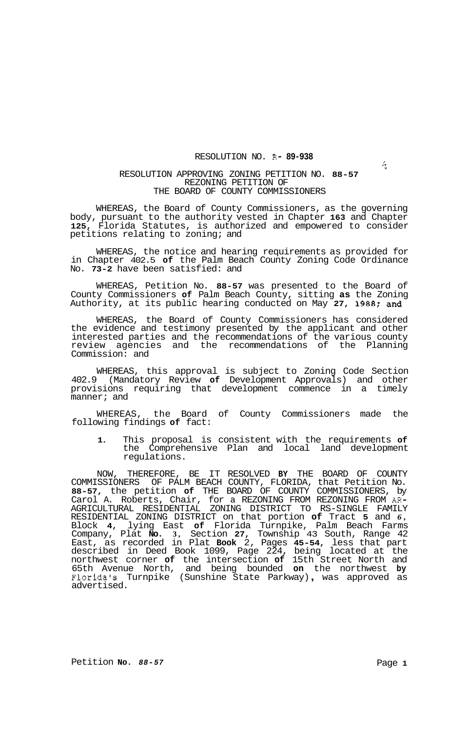# RESOLUTION NO. R- 89-938

## RESOLUTION APPROVING ZONING PETITION NO. 88-57 REZONING PETITION OF THE BOARD OF COUNTY COMMISSIONERS

WHEREAS, the Board of County Commissioners, as the governing body, pursuant to the authority vested in Chapter 163 and Chapter 125, Florida Statutes, is authorized and empowered to consider petitions relating to zoning; and

WHEREAS, the notice and hearing requirements as provided for in Chapter 402.5 of the Palm Beach County Zoning Code Ordinance No. 73-2 have been satisfied: and

WHEREAS, Petition No. 88-57 was presented to the Board of County Commissioners of Palm Beach County, sitting as the Zoning Authority, at its public hearing conducted on May 27, 1988; and

WHEREAS, the Board of County Commissioners has considered the evidence and testimony presented by the applicant and other interested parties and the recommendations of the various county review agencies and the recommendations of the Planning Commission: and

WHEREAS, this approval is subject to Zoning Code Section 402.9 (Mandatory Review of Development Approvals) and other provisions requiring that development commence in a timely manner; and

WHEREAS, the Board of County Commissioners made the following findings of fact:

1. This proposal is consistent with the requirements of the Comprehensive Plan and local land development regulations.

NOW, THEREFORE, BE IT RESOLVED BY THE BOARD OF COUNTY COMMISSIONERS OF PALM BEACH COUNTY, FLORIDA, that Petition No. 88-57, the petition of THE BOARD OF COUNTY COMMISSIONERS, by Carol A. Roberts, Chair, for a REZONING FROM REZONING FROM AR-AGRICULTURAL RESIDENTIAL ZONING DISTRICT TO RS-SINGLE FAMILY RESIDENTIAL ZONING DISTRICT on that portion of Tract 5 and 6, Block 4, lying East of Florida Turnpike, Palm Beach Farms Company, Plat No. 3, Section 27, Township 43 South, Range 42 East, as recorded in Plat Book 2, Pages 45-54, less that part described in Deed Book 1099, Page 224, being located at the northwest corner of the intersection of 15th Street North and 65th Avenue North, and being bounded on the northwest by Florida's Turnpike (Sunshine State Parkway), was approved as advertised.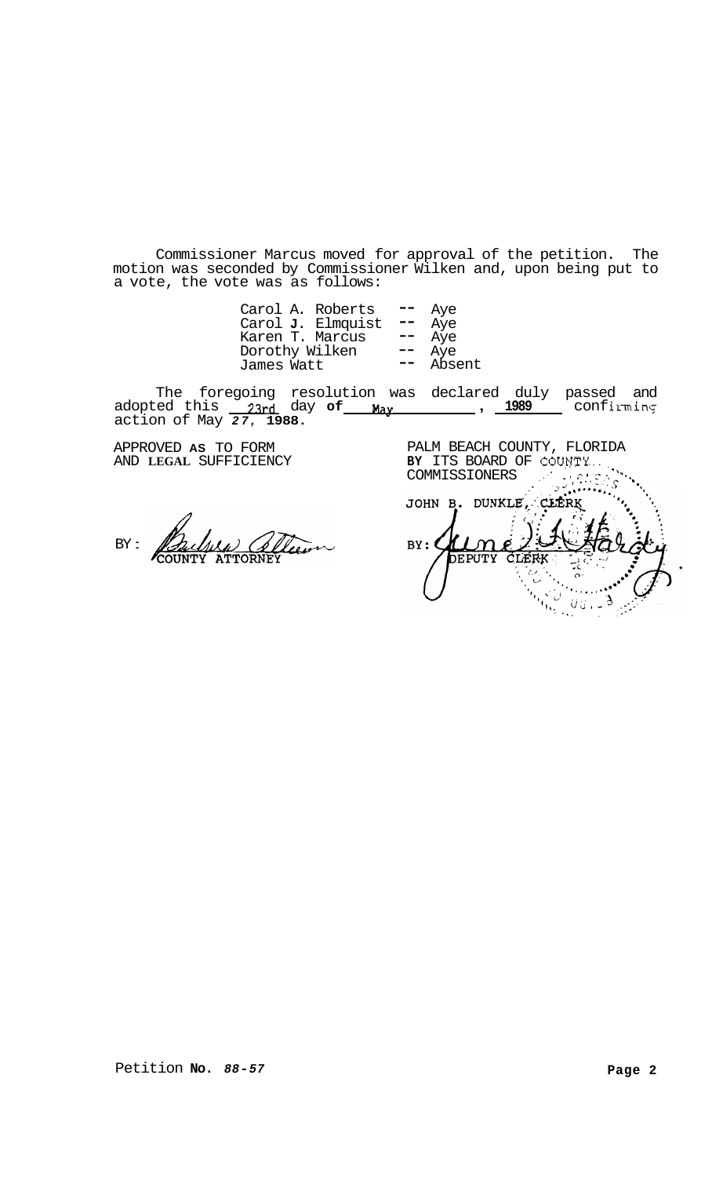Commissioner Marcus moved for approval of the petition. The motion was seconded by Commissioner Wilken and, upon being put to a vote, the vote was as follows:

| | | |
|---|---|---|
| Carol A. Roberts | -- | Aye |
| Carol J. Elmquist | -- | Aye |
| Karen T. Marcus | -- | Aye |
| Dorothy Wilken | -- | Aye |
| James Watt | -- | Absent |

The foregoing resolution was declared duly passed and adopted this 23rd day of May, 1989 confirming action of May 27, 1988.

APPROVED AS TO FORM AND LEGAL SUFFICIENCY

BY: COUNTY ATTORNEY

PALM BEACH COUNTY, FLORIDA BY ITS BOARD OF COUNTY COMMISSIONERS

JOHN B. DUNKLE, CLERK

BY: DEPUTY CLERK

Petition No. 88-57